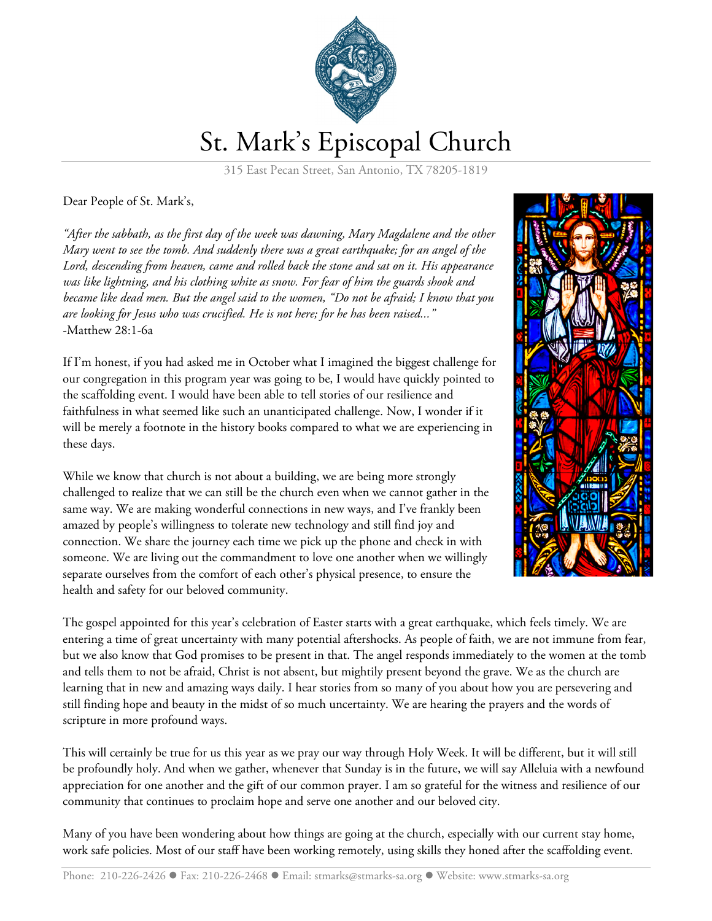# St. Mark's Episcopal Church

315 East Pecan Street, San Antonio, TX 78205-1819

Dear People of St. Mark's,

*"After the sabbath, as the first day of the week was dawning, Mary Magdalene and the other Mary went to see the tomb. And suddenly there was a great earthquake; for an angel of the Lord, descending from heaven, came and rolled back the stone and sat on it. His appearance was like lightning, and his clothing white as snow. For fear of him the guards shook and became like dead men. But the angel said to the women, "Do not be afraid; I know that you are looking for Jesus who was crucified. He is not here; for he has been raised..."*
-Matthew 28:1-6a

If I'm honest, if you had asked me in October what I imagined the biggest challenge for our congregation in this program year was going to be, I would have quickly pointed to the scaffolding event. I would have been able to tell stories of our resilience and faithfulness in what seemed like such an unanticipated challenge. Now, I wonder if it will be merely a footnote in the history books compared to what we are experiencing in these days.

While we know that church is not about a building, we are being more strongly challenged to realize that we can still be the church even when we cannot gather in the same way. We are making wonderful connections in new ways, and I've frankly been amazed by people's willingness to tolerate new technology and still find joy and connection. We share the journey each time we pick up the phone and check in with someone. We are living out the commandment to love one another when we willingly separate ourselves from the comfort of each other's physical presence, to ensure the health and safety for our beloved community.

The gospel appointed for this year's celebration of Easter starts with a great earthquake, which feels timely. We are entering a time of great uncertainty with many potential aftershocks. As people of faith, we are not immune from fear, but we also know that God promises to be present in that. The angel responds immediately to the women at the tomb and tells them to not be afraid, Christ is not absent, but mightily present beyond the grave. We as the church are learning that in new and amazing ways daily. I hear stories from so many of you about how you are persevering and still finding hope and beauty in the midst of so much uncertainty. We are hearing the prayers and the words of scripture in more profound ways.

This will certainly be true for us this year as we pray our way through Holy Week. It will be different, but it will still be profoundly holy. And when we gather, whenever that Sunday is in the future, we will say Alleluia with a newfound appreciation for one another and the gift of our common prayer. I am so grateful for the witness and resilience of our community that continues to proclaim hope and serve one another and our beloved city.

Many of you have been wondering about how things are going at the church, especially with our current stay home, work safe policies. Most of our staff have been working remotely, using skills they honed after the scaffolding event.

Phone: 210-226-2426 ● Fax: 210-226-2468 ● Email: stmarks@stmarks-sa.org ● Website: www.stmarks-sa.org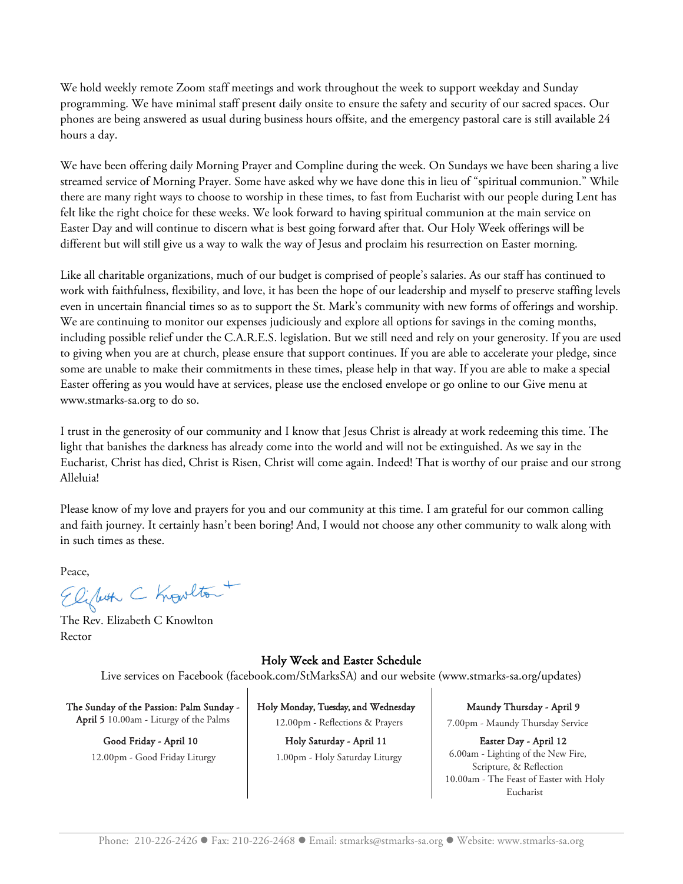We hold weekly remote Zoom staff meetings and work throughout the week to support weekday and Sunday programming. We have minimal staff present daily onsite to ensure the safety and security of our sacred spaces. Our phones are being answered as usual during business hours offsite, and the emergency pastoral care is still available 24 hours a day.

We have been offering daily Morning Prayer and Compline during the week. On Sundays we have been sharing a live streamed service of Morning Prayer. Some have asked why we have done this in lieu of "spiritual communion." While there are many right ways to choose to worship in these times, to fast from Eucharist with our people during Lent has felt like the right choice for these weeks. We look forward to having spiritual communion at the main service on Easter Day and will continue to discern what is best going forward after that. Our Holy Week offerings will be different but will still give us a way to walk the way of Jesus and proclaim his resurrection on Easter morning.

Like all charitable organizations, much of our budget is comprised of people's salaries. As our staff has continued to work with faithfulness, flexibility, and love, it has been the hope of our leadership and myself to preserve staffing levels even in uncertain financial times so as to support the St. Mark's community with new forms of offerings and worship. We are continuing to monitor our expenses judiciously and explore all options for savings in the coming months, including possible relief under the C.A.R.E.S. legislation. But we still need and rely on your generosity. If you are used to giving when you are at church, please ensure that support continues. If you are able to accelerate your pledge, since some are unable to make their commitments in these times, please help in that way. If you are able to make a special Easter offering as you would have at services, please use the enclosed envelope or go online to our Give menu at www.stmarks-sa.org to do so.

I trust in the generosity of our community and I know that Jesus Christ is already at work redeeming this time. The light that banishes the darkness has already come into the world and will not be extinguished. As we say in the Eucharist, Christ has died, Christ is Risen, Christ will come again. Indeed! That is worthy of our praise and our strong Alleluia!

Please know of my love and prayers for you and our community at this time. I am grateful for our common calling and faith journey. It certainly hasn't been boring! And, I would not choose any other community to walk along with in such times as these.

Peace,

Elizabeth C Knowlton +

The Rev. Elizabeth C Knowlton
Rector

## Holy Week and Easter Schedule

Live services on Facebook (facebook.com/StMarksSA) and our website (www.stmarks-sa.org/updates)

**The Sunday of the Passion: Palm Sunday - April 5** 10.00am - Liturgy of the Palms

**Holy Monday, Tuesday, and Wednesday**
12.00pm - Reflections & Prayers

**Maundy Thursday - April 9**
7.00pm - Maundy Thursday Service

**Good Friday - April 10**
12.00pm - Good Friday Liturgy

**Holy Saturday - April 11**
1.00pm - Holy Saturday Liturgy

**Easter Day - April 12**
6.00am - Lighting of the New Fire, Scripture, & Reflection
10.00am - The Feast of Easter with Holy Eucharist

Phone: 210-226-2426 ● Fax: 210-226-2468 ● Email: stmarks@stmarks-sa.org ● Website: www.stmarks-sa.org